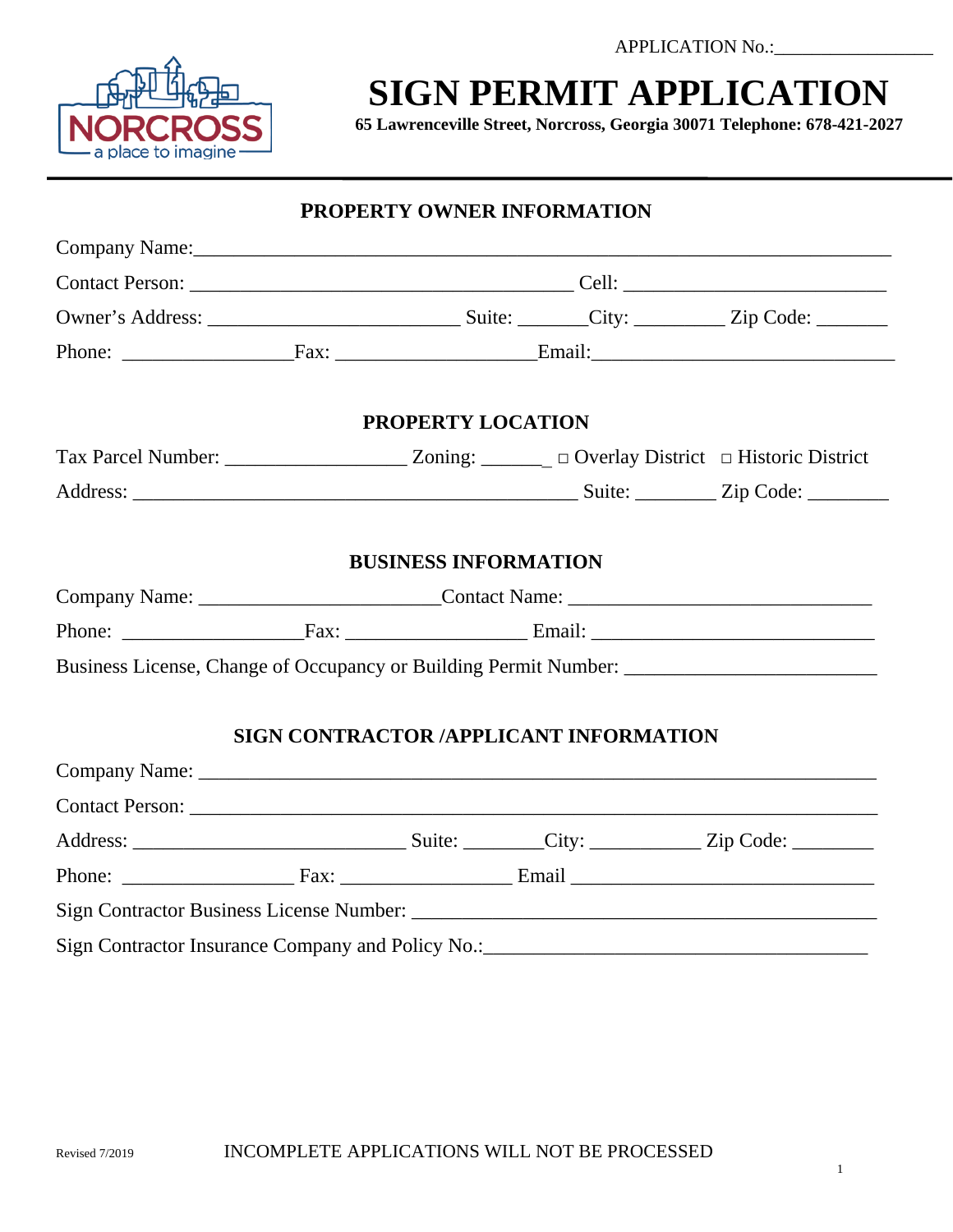APPLICATION No.:_________________

# SIGN PERMIT APPLICATION

**65 Lawrenceville Street, Norcross, Georgia 30071 Telephone: 678-421-2027**

## PROPERTY OWNER INFORMATION

Company Name:_______________________________________________________________________

Contact Person: ________________________________________ Cell: ___________________________

Owner's Address: __________________________ Suite: _______City: _________ Zip Code: _______

Phone: _________________Fax: ____________________Email:______________________________

## PROPERTY LOCATION

Tax Parcel Number: __________________ Zoning: _______ □ Overlay District □ Historic District

Address: ______________________________________________ Suite: ________ Zip Code: ________

## BUSINESS INFORMATION

Company Name: ________________________Contact Name: ______________________________

Phone: __________________Fax: __________________ Email: _____________________________

Business License, Change of Occupancy or Building Permit Number: _________________________

## SIGN CONTRACTOR /APPLICANT INFORMATION

Company Name: _____________________________________________________________________

Contact Person: _____________________________________________________________________

Address: ____________________________ Suite: ________City: ___________ Zip Code: ________

Phone: _________________ Fax: _________________ Email ______________________________

Sign Contractor Business License Number: _______________________________________________

Sign Contractor Insurance Company and Policy No.:_______________________________________

Revised 7/2019

INCOMPLETE APPLICATIONS WILL NOT BE PROCESSED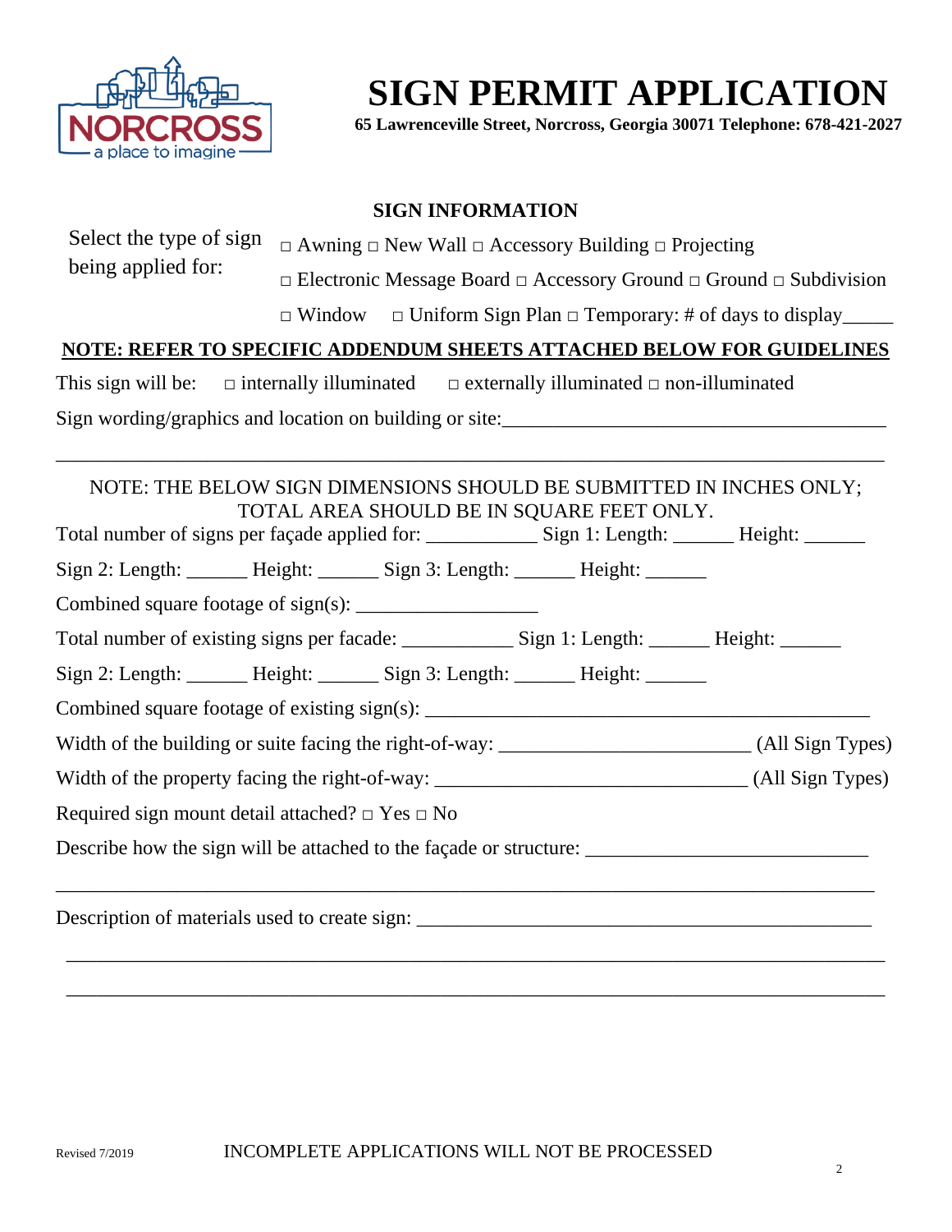# SIGN PERMIT APPLICATION

**65 Lawrenceville Street, Norcross, Georgia 30071 Telephone: 678-421-2027**

## SIGN INFORMATION

Select the type of sign being applied for:

□ Awning □ New Wall □ Accessory Building □ Projecting

□ Electronic Message Board □ Accessory Ground □ Ground □ Subdivision

□ Window □ Uniform Sign Plan □ Temporary: # of days to display_____

**NOTE: REFER TO SPECIFIC ADDENDUM SHEETS ATTACHED BELOW FOR GUIDELINES**

This sign will be: □ internally illuminated □ externally illuminated □ non-illuminated

Sign wording/graphics and location on building or site:_______________________________________

_______________________________________________________________________________

NOTE: THE BELOW SIGN DIMENSIONS SHOULD BE SUBMITTED IN INCHES ONLY; TOTAL AREA SHOULD BE IN SQUARE FEET ONLY.

Total number of signs per façade applied for: ___________ Sign 1: Length: ______ Height: ______

Sign 2: Length: ______ Height: ______ Sign 3: Length: ______ Height: ______

Combined square footage of sign(s): __________________

Total number of existing signs per facade: ___________ Sign 1: Length: ______ Height: ______

Sign 2: Length: ______ Height: ______ Sign 3: Length: ______ Height: ______

Combined square footage of existing sign(s): _____________________________________________

Width of the building or suite facing the right-of-way: ________________________ (All Sign Types)

Width of the property facing the right-of-way: ______________________________ (All Sign Types)

Required sign mount detail attached? □ Yes □ No

Describe how the sign will be attached to the façade or structure: ___________________________

_______________________________________________________________________________

Description of materials used to create sign: _____________________________________________

_______________________________________________________________________________

_______________________________________________________________________________

Revised 7/2019

INCOMPLETE APPLICATIONS WILL NOT BE PROCESSED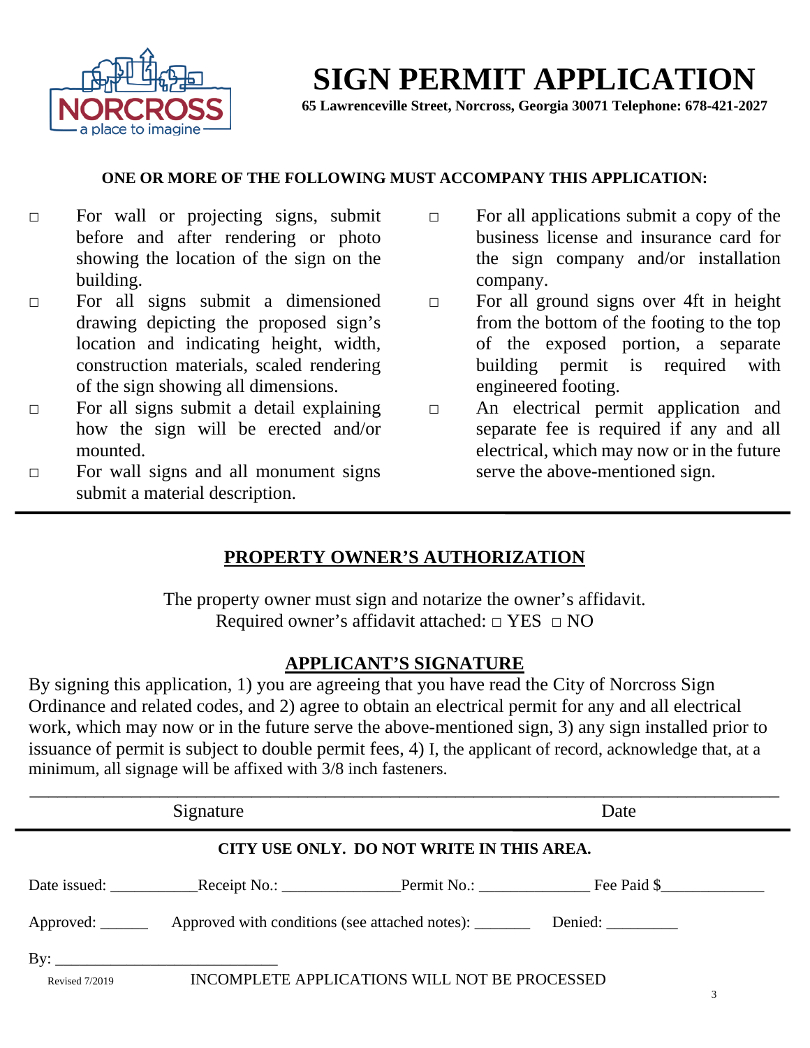# SIGN PERMIT APPLICATION

**65 Lawrenceville Street, Norcross, Georgia 30071 Telephone: 678-421-2027**

**ONE OR MORE OF THE FOLLOWING MUST ACCOMPANY THIS APPLICATION:**

- □ For wall or projecting signs, submit before and after rendering or photo showing the location of the sign on the building.
- □ For all signs submit a dimensioned drawing depicting the proposed sign's location and indicating height, width, construction materials, scaled rendering of the sign showing all dimensions.
- □ For all signs submit a detail explaining how the sign will be erected and/or mounted.
- □ For wall signs and all monument signs submit a material description.
- □ For all applications submit a copy of the business license and insurance card for the sign company and/or installation company.
- □ For all ground signs over 4ft in height from the bottom of the footing to the top of the exposed portion, a separate building permit is required with engineered footing.
- □ An electrical permit application and separate fee is required if any and all electrical, which may now or in the future serve the above-mentioned sign.

---

## PROPERTY OWNER'S AUTHORIZATION

The property owner must sign and notarize the owner's affidavit.
Required owner's affidavit attached: □ YES □ NO

## APPLICANT'S SIGNATURE

By signing this application, 1) you are agreeing that you have read the City of Norcross Sign Ordinance and related codes, and 2) agree to obtain an electrical permit for any and all electrical work, which may now or in the future serve the above-mentioned sign, 3) any sign installed prior to issuance of permit is subject to double permit fees, 4) I, the applicant of record, acknowledge that, at a minimum, all signage will be affixed with 3/8 inch fasteners.

_______________________________________________________________________________

Signature Date

---

**CITY USE ONLY. DO NOT WRITE IN THIS AREA.**

Date issued: ___________ Receipt No.: _______________ Permit No.: ______________ Fee Paid $_____________

Approved: ______ Approved with conditions (see attached notes): _______ Denied: _________

By: ____________________________

Revised 7/2019

INCOMPLETE APPLICATIONS WILL NOT BE PROCESSED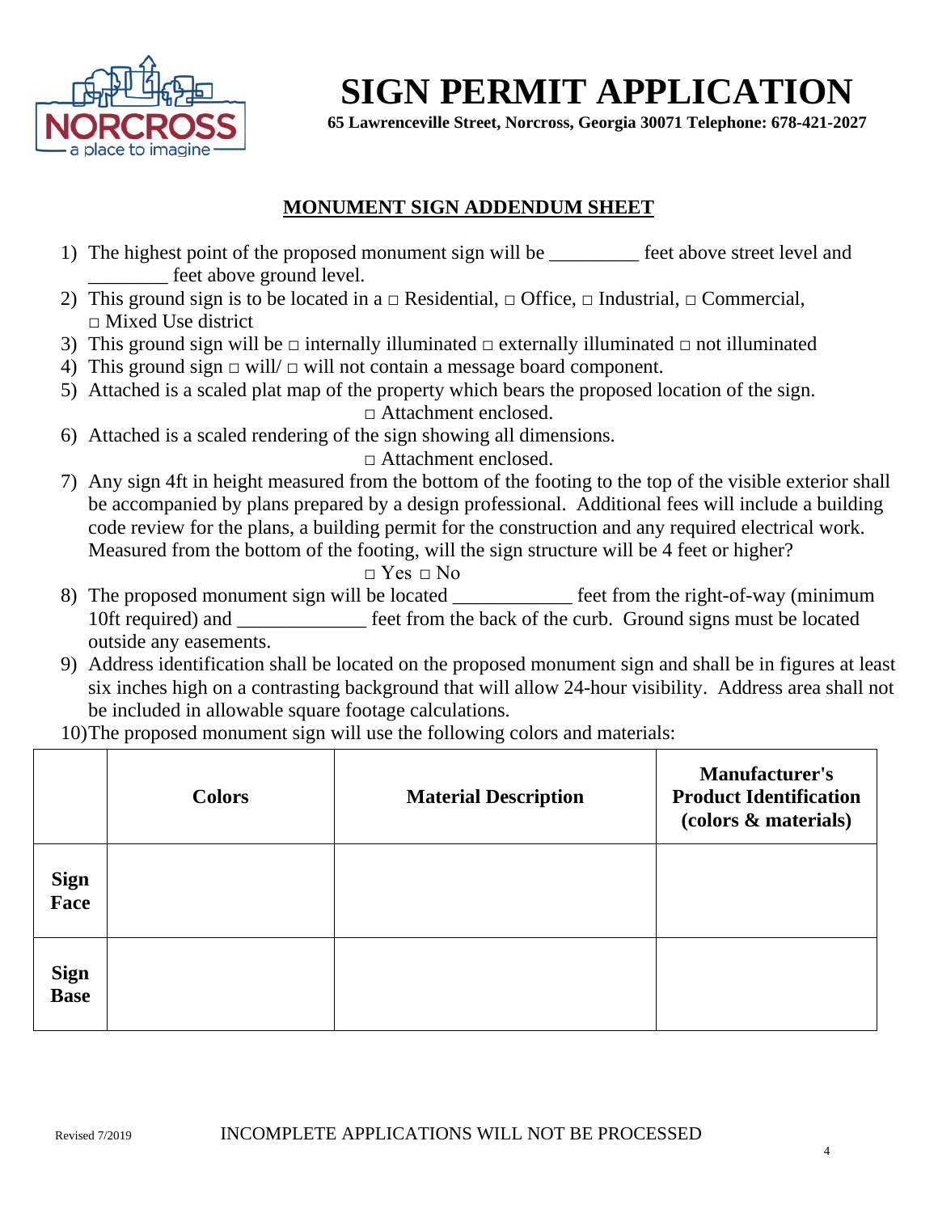# SIGN PERMIT APPLICATION

**65 Lawrenceville Street, Norcross, Georgia 30071 Telephone: 678-421-2027**

## MONUMENT SIGN ADDENDUM SHEET

1) The highest point of the proposed monument sign will be _________ feet above street level and ________ feet above ground level.
2) This ground sign is to be located in a □ Residential, □ Office, □ Industrial, □ Commercial, □ Mixed Use district
3) This ground sign will be □ internally illuminated □ externally illuminated □ not illuminated
4) This ground sign □ will/ □ will not contain a message board component.
5) Attached is a scaled plat map of the property which bears the proposed location of the sign.
   □ Attachment enclosed.
6) Attached is a scaled rendering of the sign showing all dimensions.
   □ Attachment enclosed.
7) Any sign 4ft in height measured from the bottom of the footing to the top of the visible exterior shall be accompanied by plans prepared by a design professional. Additional fees will include a building code review for the plans, a building permit for the construction and any required electrical work. Measured from the bottom of the footing, will the sign structure will be 4 feet or higher?
   □ Yes □ No
8) The proposed monument sign will be located ____________ feet from the right-of-way (minimum 10ft required) and _____________ feet from the back of the curb. Ground signs must be located outside any easements.
9) Address identification shall be located on the proposed monument sign and shall be in figures at least six inches high on a contrasting background that will allow 24-hour visibility. Address area shall not be included in allowable square footage calculations.
10) The proposed monument sign will use the following colors and materials:

| | **Colors** | **Material Description** | **Manufacturer's Product Identification (colors & materials)** |
|---|---|---|---|
| **Sign Face** | | | |
| **Sign Base** | | | |

Revised 7/2019

INCOMPLETE APPLICATIONS WILL NOT BE PROCESSED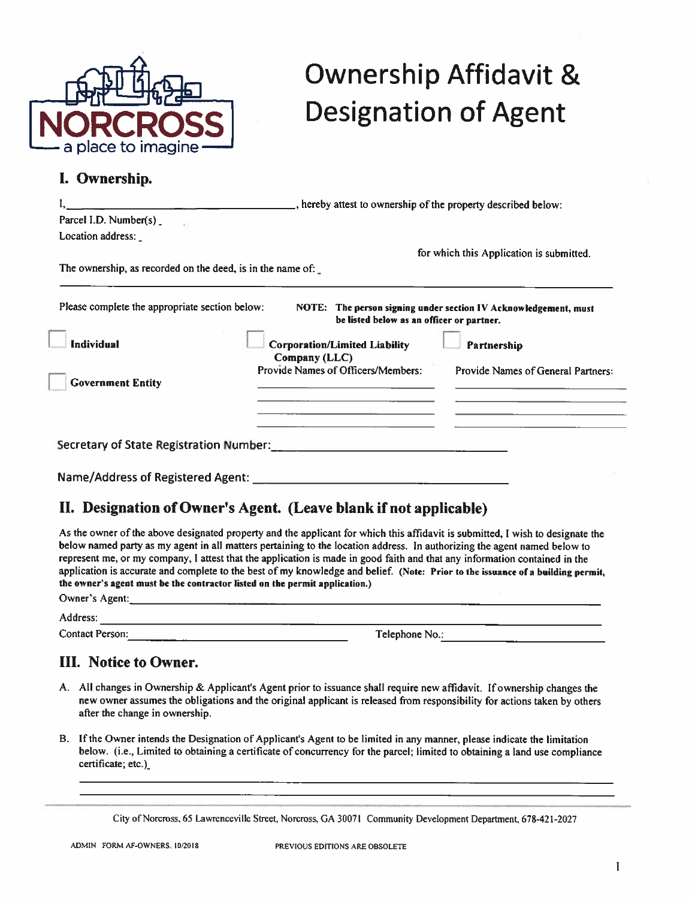NORCROSS
a place to imagine

# Ownership Affidavit & Designation of Agent

## I. Ownership.

I, ______________________________, hereby attest to ownership of the property described below:

Parcel I.D. Number(s) _

Location address: _

for which this Application is submitted.

The ownership, as recorded on the deed, is in the name of: _

______________________________________________________________________

Please complete the appropriate section below: **NOTE: The person signing under section IV Acknowledgement, must be listed below as an officer or partner.**

☐ **Individual**

☐ **Government Entity**

☐ **Corporation/Limited Liability Company (LLC)**
Provide Names of Officers/Members:
______________________
______________________
______________________

☐ **Partnership**
Provide Names of General Partners:
______________________
______________________
______________________

Secretary of State Registration Number: ______________________

Name/Address of Registered Agent: ______________________

## II. Designation of Owner's Agent. (Leave blank if not applicable)

As the owner of the above designated property and the applicant for which this affidavit is submitted, I wish to designate the below named party as my agent in all matters pertaining to the location address. In authorizing the agent named below to represent me, or my company, I attest that the application is made in good faith and that any information contained in the application is accurate and complete to the best of my knowledge and belief. **(Note: Prior to the issuance of a building permit, the owner's agent must be the contractor listed on the permit application.)**

Owner's Agent: ______________________

Address: ______________________

Contact Person: ______________________ Telephone No.: ______________________

## III. Notice to Owner.

A. All changes in Ownership & Applicant's Agent prior to issuance shall require new affidavit. If ownership changes the new owner assumes the obligations and the original applicant is released from responsibility for actions taken by others after the change in ownership.

B. If the Owner intends the Designation of Applicant's Agent to be limited in any manner, please indicate the limitation below. (i.e., Limited to obtaining a certificate of concurrency for the parcel; limited to obtaining a land use compliance certificate; etc.)_

______________________________________________________________________

______________________________________________________________________

City of Norcross, 65 Lawrenceville Street, Norcross, GA 30071 Community Development Department, 678-421-2027

ADMIN FORM AF-OWNERS, 10/2018 PREVIOUS EDITIONS ARE OBSOLETE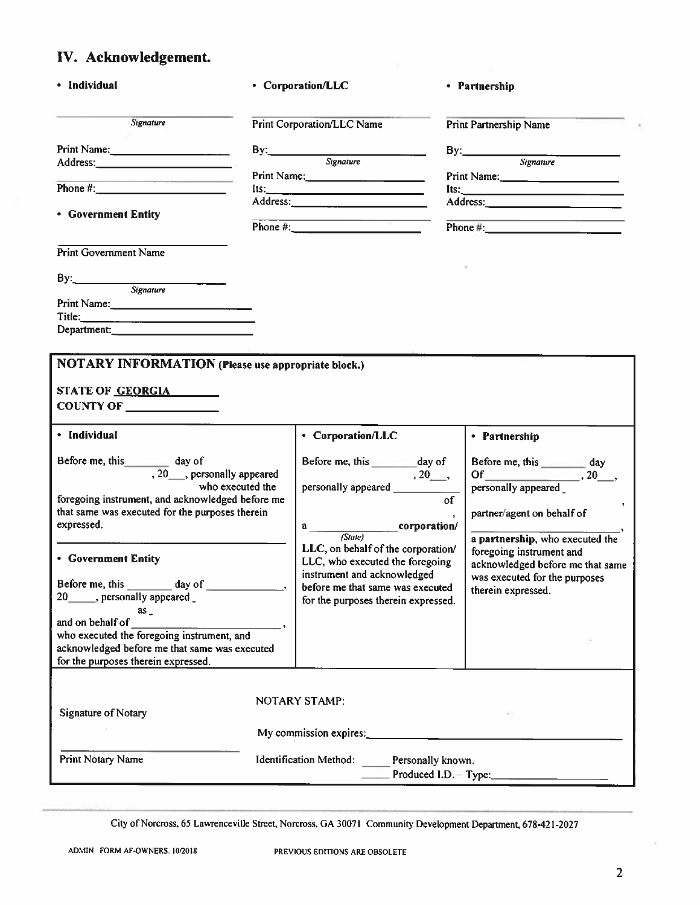# IV. Acknowledgement.

**• Individual**

_______________________________
*Signature*

Print Name:_______________________
Address:__________________________
_________________________________
Phone #:_________________________

**• Corporation/LLC**

_______________________________
Print Corporation/LLC Name

By:______________________________
*Signature*
Print Name:_______________________
Its:______________________________
Address:__________________________
_________________________________
Phone #:_________________________

**• Partnership**

_______________________________
Print Partnership Name

By:______________________________
*Signature*
Print Name:_______________________
Its:______________________________
Address:__________________________
_________________________________
Phone #:_________________________

**• Government Entity**

_______________________________
Print Government Name

By:______________________________
*Signature*
Print Name:_______________________
Title:____________________________
Department:_______________________

---

## NOTARY INFORMATION (Please use appropriate block.)

**STATE OF GEORGIA**
**COUNTY OF** _______________

**• Individual**

Before me, this ________ day of ____________, 20___, personally appeared ____________ who executed the foregoing instrument, and acknowledged before me that same was executed for the purposes therein expressed.

**• Government Entity**

Before me, this ________ day of _____________, 20_____, personally appeared ____________ as ____________ and on behalf of ________________________, who executed the foregoing instrument, and acknowledged before me that same was executed for the purposes therein expressed.

**• Corporation/LLC**

Before me, this ________ day of ____________, 20___, personally appeared ____________ of ____________, a ____________ (State) **corporation/ LLC**, on behalf of the corporation/ LLC, who executed the foregoing instrument and acknowledged before me that same was executed for the purposes therein expressed.

**• Partnership**

Before me, this ________ day Of ______________, 20___, personally appeared ____________, partner/agent on behalf of ________________________, **a partnership**, who executed the foregoing instrument and acknowledged before me that same was executed for the purposes therein expressed.

_______________________________
Signature of Notary

_______________________________
Print Notary Name

NOTARY STAMP:

My commission expires:_______________________________

Identification Method: _____ Personally known.
_____ Produced I.D. – Type:___________________

---

City of Norcross, 65 Lawrenceville Street, Norcross, GA 30071 Community Development Department, 678-421-2027

ADMIN FORM AF-OWNERS, 10/2018 PREVIOUS EDITIONS ARE OBSOLETE